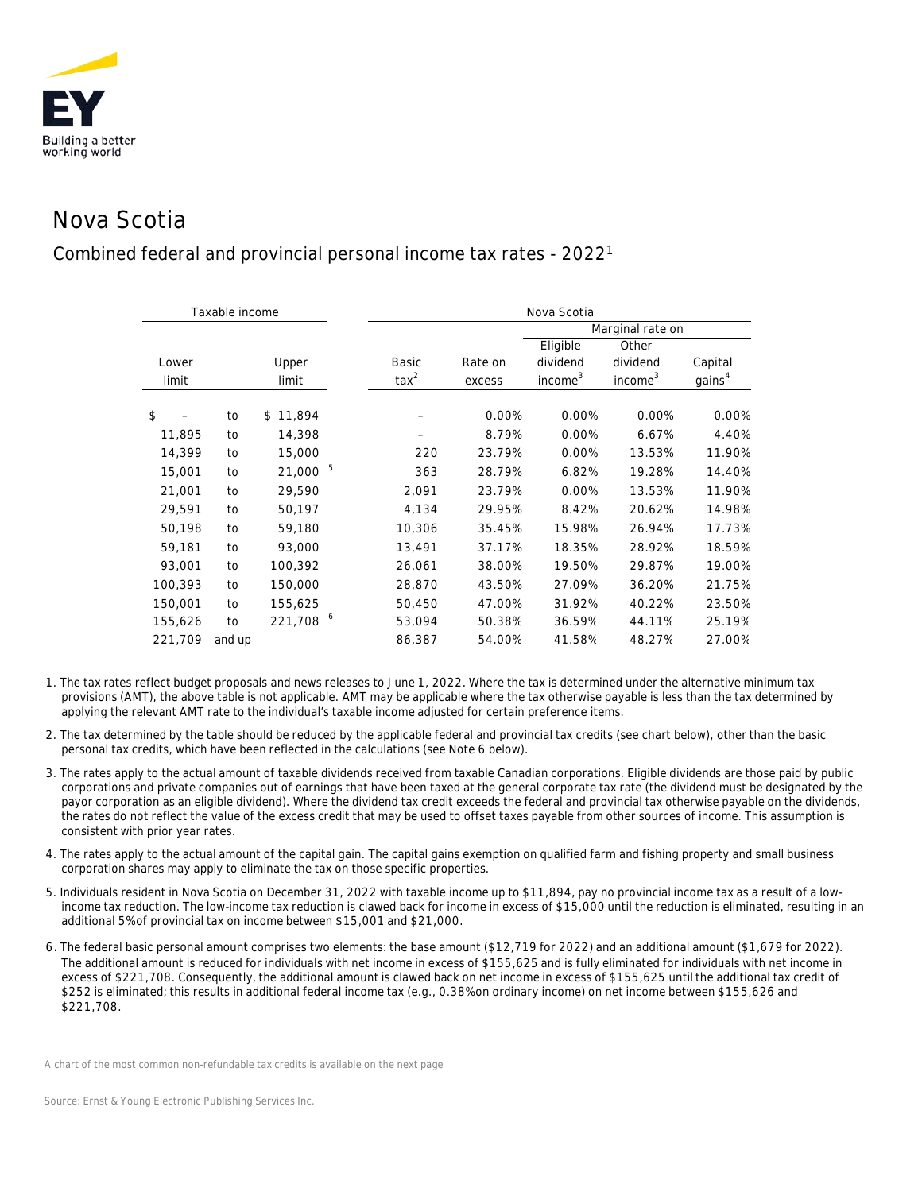# Nova Scotia

## Combined federal and provincial personal income tax rates - 2022[1]

| Taxable income | | | Nova Scotia | | | | |
|---|---|---|---|---|---|---|---|
| | | | | | Marginal rate on | | |
| Lower limit | | Upper limit | Basic tax[2] | Rate on excess | Eligible dividend income[3] | Other dividend income[3] | Capital gains[4] |
| $ – | to | $ 11,894 | – | 0.00% | 0.00% | 0.00% | 0.00% |
| 11,895 | to | 14,398 | – | 8.79% | 0.00% | 6.67% | 4.40% |
| 14,399 | to | 15,000 | 220 | 23.79% | 0.00% | 13.53% | 11.90% |
| 15,001 | to | 21,000 [5] | 363 | 28.79% | 6.82% | 19.28% | 14.40% |
| 21,001 | to | 29,590 | 2,091 | 23.79% | 0.00% | 13.53% | 11.90% |
| 29,591 | to | 50,197 | 4,134 | 29.95% | 8.42% | 20.62% | 14.98% |
| 50,198 | to | 59,180 | 10,306 | 35.45% | 15.98% | 26.94% | 17.73% |
| 59,181 | to | 93,000 | 13,491 | 37.17% | 18.35% | 28.92% | 18.59% |
| 93,001 | to | 100,392 | 26,061 | 38.00% | 19.50% | 29.87% | 19.00% |
| 100,393 | to | 150,000 | 28,870 | 43.50% | 27.09% | 36.20% | 21.75% |
| 150,001 | to | 155,625 | 50,450 | 47.00% | 31.92% | 40.22% | 23.50% |
| 155,626 | to | 221,708 [6] | 53,094 | 50.38% | 36.59% | 44.11% | 25.19% |
| 221,709 | and up | | 86,387 | 54.00% | 41.58% | 48.27% | 27.00% |

1. The tax rates reflect budget proposals and news releases to June 1, 2022. Where the tax is determined under the alternative minimum tax provisions (AMT), the above table is not applicable. AMT may be applicable where the tax otherwise payable is less than the tax determined by applying the relevant AMT rate to the individual's taxable income adjusted for certain preference items.
2. The tax determined by the table should be reduced by the applicable federal and provincial tax credits (see chart below), other than the basic personal tax credits, which have been reflected in the calculations (see Note 6 below).
3. The rates apply to the actual amount of taxable dividends received from taxable Canadian corporations. Eligible dividends are those paid by public corporations and private companies out of earnings that have been taxed at the general corporate tax rate (the dividend must be designated by the payor corporation as an eligible dividend). Where the dividend tax credit exceeds the federal and provincial tax otherwise payable on the dividends, the rates do not reflect the value of the excess credit that may be used to offset taxes payable from other sources of income. This assumption is consistent with prior year rates.
4. The rates apply to the actual amount of the capital gain. The capital gains exemption on qualified farm and fishing property and small business corporation shares may apply to eliminate the tax on those specific properties.
5. Individuals resident in Nova Scotia on December 31, 2022 with taxable income up to $11,894, pay no provincial income tax as a result of a low-income tax reduction. The low-income tax reduction is clawed back for income in excess of $15,000 until the reduction is eliminated, resulting in an additional 5% of provincial tax on income between $15,001 and $21,000.
6. The federal basic personal amount comprises two elements: the base amount ($12,719 for 2022) and an additional amount ($1,679 for 2022). The additional amount is reduced for individuals with net income in excess of $155,625 and is fully eliminated for individuals with net income in excess of $221,708. Consequently, the additional amount is clawed back on net income in excess of $155,625 until the additional tax credit of $252 is eliminated; this results in additional federal income tax (e.g., 0.38% on ordinary income) on net income between $155,626 and $221,708.

A chart of the most common non-refundable tax credits is available on the next page

Source: Ernst & Young Electronic Publishing Services Inc.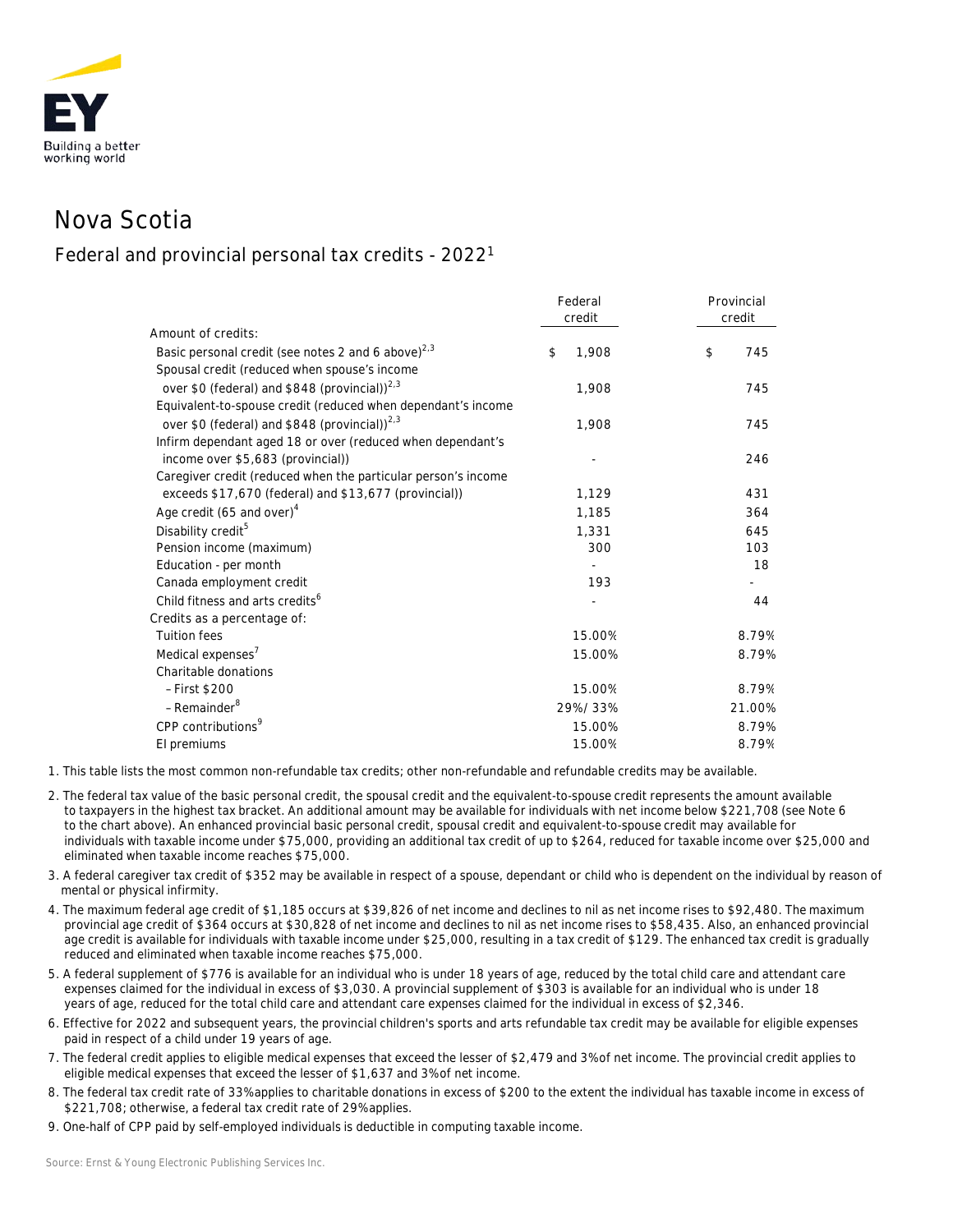# Nova Scotia

## Federal and provincial personal tax credits - 2022[1]

| | Federal credit | Provincial credit |
|---|---|---|
| Amount of credits: | | |
| Basic personal credit (see notes 2 and 6 above)[2,3] | $ 1,908 | $ 745 |
| Spousal credit (reduced when spouse's income over $0 (federal) and $848 (provincial))[2,3] | 1,908 | 745 |
| Equivalent-to-spouse credit (reduced when dependant's income over $0 (federal) and $848 (provincial))[2,3] | 1,908 | 745 |
| Infirm dependant aged 18 or over (reduced when dependant's income over $5,683 (provincial)) | - | 246 |
| Caregiver credit (reduced when the particular person's income exceeds $17,670 (federal) and $13,677 (provincial)) | 1,129 | 431 |
| Age credit (65 and over)[4] | 1,185 | 364 |
| Disability credit[5] | 1,331 | 645 |
| Pension income (maximum) | 300 | 103 |
| Education - per month | - | 18 |
| Canada employment credit | 193 | - |
| Child fitness and arts credits[6] | - | 44 |
| Credits as a percentage of: | | |
| Tuition fees | 15.00% | 8.79% |
| Medical expenses[7] | 15.00% | 8.79% |
| Charitable donations | | |
| – First $200 | 15.00% | 8.79% |
| – Remainder[8] | 29%/ 33% | 21.00% |
| CPP contributions[9] | 15.00% | 8.79% |
| EI premiums | 15.00% | 8.79% |

1. This table lists the most common non-refundable tax credits; other non-refundable and refundable credits may be available.
2. The federal tax value of the basic personal credit, the spousal credit and the equivalent-to-spouse credit represents the amount available to taxpayers in the highest tax bracket. An additional amount may be available for individuals with net income below $221,708 (see Note 6 to the chart above). An enhanced provincial basic personal credit, spousal credit and equivalent-to-spouse credit may available for individuals with taxable income under $75,000, providing an additional tax credit of up to $264, reduced for taxable income over $25,000 and eliminated when taxable income reaches $75,000.
3. A federal caregiver tax credit of $352 may be available in respect of a spouse, dependant or child who is dependent on the individual by reason of mental or physical infirmity.
4. The maximum federal age credit of $1,185 occurs at $39,826 of net income and declines to nil as net income rises to $92,480. The maximum provincial age credit of $364 occurs at $30,828 of net income and declines to nil as net income rises to $58,435. Also, an enhanced provincial age credit is available for individuals with taxable income under $25,000, resulting in a tax credit of $129. The enhanced tax credit is gradually reduced and eliminated when taxable income reaches $75,000.
5. A federal supplement of $776 is available for an individual who is under 18 years of age, reduced by the total child care and attendant care expenses claimed for the individual in excess of $3,030. A provincial supplement of $303 is available for an individual who is under 18 years of age, reduced for the total child care and attendant care expenses claimed for the individual in excess of $2,346.
6. Effective for 2022 and subsequent years, the provincial children's sports and arts refundable tax credit may be available for eligible expenses paid in respect of a child under 19 years of age.
7. The federal credit applies to eligible medical expenses that exceed the lesser of $2,479 and 3% of net income. The provincial credit applies to eligible medical expenses that exceed the lesser of $1,637 and 3% of net income.
8. The federal tax credit rate of 33% applies to charitable donations in excess of $200 to the extent the individual has taxable income in excess of $221,708; otherwise, a federal tax credit rate of 29% applies.
9. One-half of CPP paid by self-employed individuals is deductible in computing taxable income.

Source: Ernst & Young Electronic Publishing Services Inc.